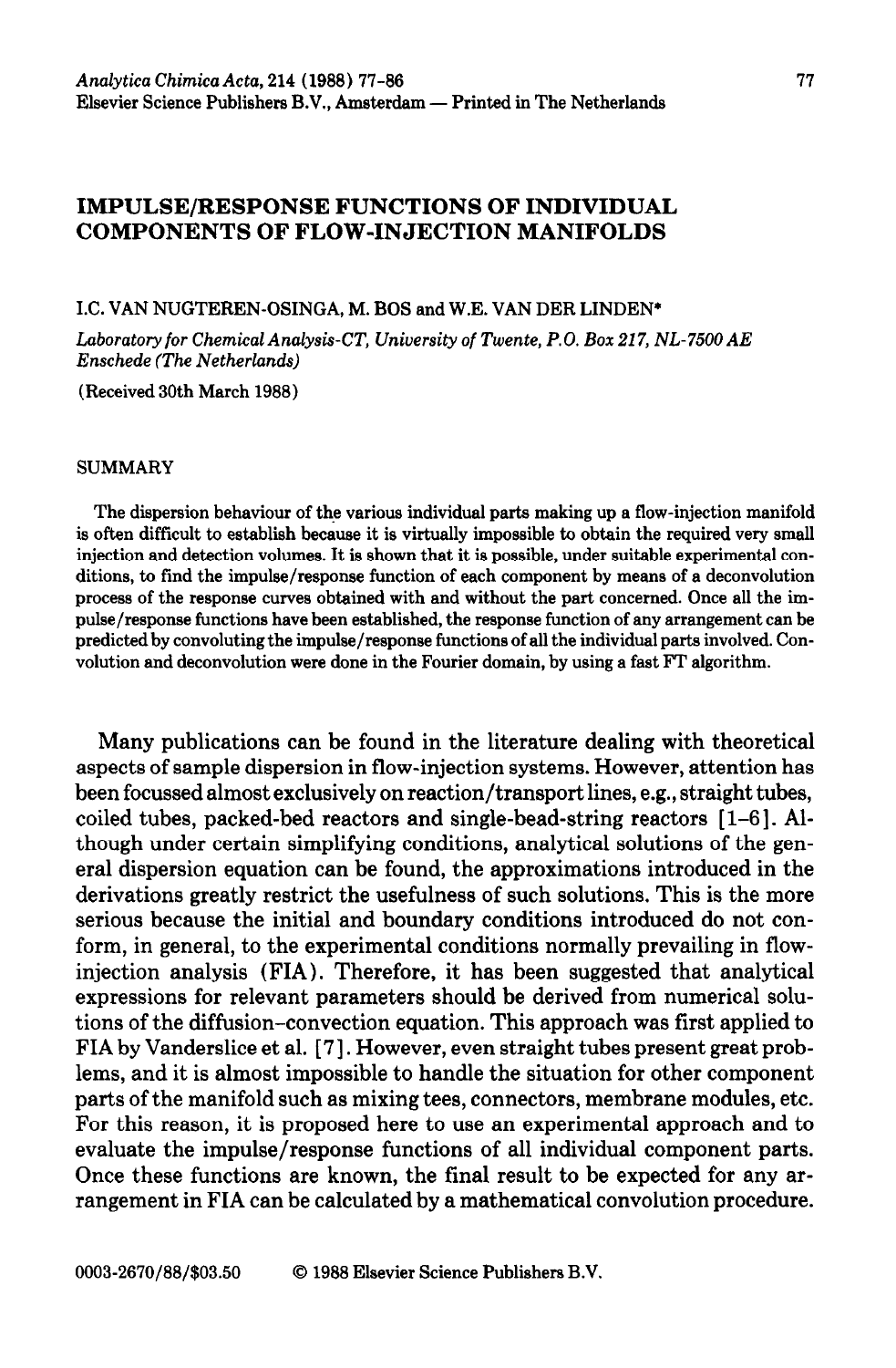# IMPULSE/RESPONSE FUNCTIONS OF INDIVIDUAL COMPONENTS OF FLOW-INJECTION MANIFOLDS

I.C. VAN NUGTEREN-OSINGA, M. BOS and W.E. VAN DER LINDEN*

*Laboratory for Chemical Analysis-CT, University of Twente, P.O. Box 217, NL-7500 AE Enschede (The Netherlands)*

(Received 30th March 1988)

## SUMMARY

The dispersion behaviour of the various individual parts making up a flow-injection manifold is often difficult to establish because it is virtually impossible to obtain the required very small injection and detection volumes. It is shown that it is possible, under suitable experimental conditions, to find the impulse/response function of each component by means of a deconvolution process of the response curves obtained with and without the part concerned. Once all the impulse/response functions have been established, the response function of any arrangement can be predicted by convoluting the impulse/response functions of all the individual parts involved. Convolution and deconvolution were done in the Fourier domain, by using a fast FT algorithm.

Many publications can be found in the literature dealing with theoretical aspects of sample dispersion in flow-injection systems. However, attention has been focussed almost exclusively on reaction/transport lines, e.g., straight tubes, coiled tubes, packed-bed reactors and single-bead-string reactors [1–6]. Although under certain simplifying conditions, analytical solutions of the general dispersion equation can be found, the approximations introduced in the derivations greatly restrict the usefulness of such solutions. This is the more serious because the initial and boundary conditions introduced do not conform, in general, to the experimental conditions normally prevailing in flow-injection analysis (FIA). Therefore, it has been suggested that analytical expressions for relevant parameters should be derived from numerical solutions of the diffusion–convection equation. This approach was first applied to FIA by Vanderslice et al. [7]. However, even straight tubes present great problems, and it is almost impossible to handle the situation for other component parts of the manifold such as mixing tees, connectors, membrane modules, etc. For this reason, it is proposed here to use an experimental approach and to evaluate the impulse/response functions of all individual component parts. Once these functions are known, the final result to be expected for any arrangement in FIA can be calculated by a mathematical convolution procedure.

0003-2670/88/$03.50 © 1988 Elsevier Science Publishers B.V.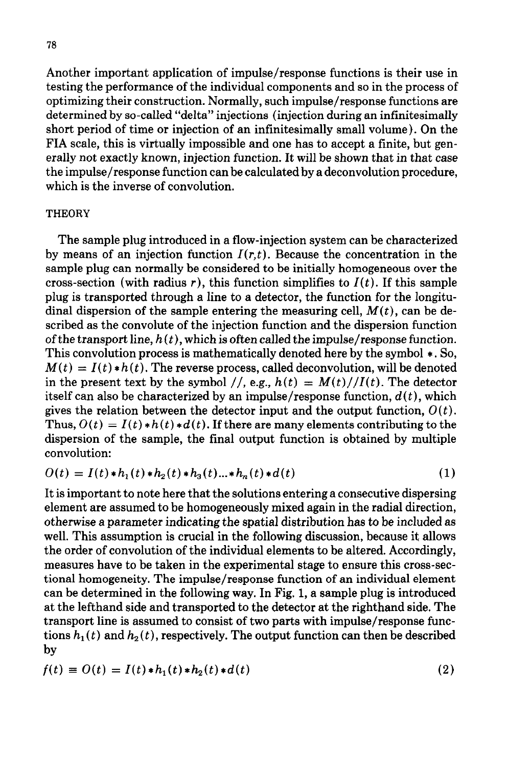Another important application of impulse/response functions is their use in testing the performance of the individual components and so in the process of optimizing their construction. Normally, such impulse/response functions are determined by so-called "delta" injections (injection during an infinitesimally short period of time or injection of an infinitesimally small volume). On the FIA scale, this is virtually impossible and one has to accept a finite, but generally not exactly known, injection function. It will be shown that in that case the impulse/response function can be calculated by a deconvolution procedure, which is the inverse of convolution.

## THEORY

The sample plug introduced in a flow-injection system can be characterized by means of an injection function $I(r,t)$. Because the concentration in the sample plug can normally be considered to be initially homogeneous over the cross-section (with radius $r$), this function simplifies to $I(t)$. If this sample plug is transported through a line to a detector, the function for the longitudinal dispersion of the sample entering the measuring cell, $M(t)$, can be described as the convolute of the injection function and the dispersion function of the transport line, $h(t)$, which is often called the impulse/response function. This convolution process is mathematically denoted here by the symbol $*$. So, $M(t) = I(t) * h(t)$. The reverse process, called deconvolution, will be denoted in the present text by the symbol $//$, e.g., $h(t) = M(t)//I(t)$. The detector itself can also be characterized by an impulse/response function, $d(t)$, which gives the relation between the detector input and the output function, $O(t)$. Thus, $O(t) = I(t) * h(t) * d(t)$. If there are many elements contributing to the dispersion of the sample, the final output function is obtained by multiple convolution:

$$O(t) = I(t) * h_1(t) * h_2(t) * h_3(t) ... * h_n(t) * d(t) \quad (1)$$

It is important to note here that the solutions entering a consecutive dispersing element are assumed to be homogeneously mixed again in the radial direction, otherwise a parameter indicating the spatial distribution has to be included as well. This assumption is crucial in the following discussion, because it allows the order of convolution of the individual elements to be altered. Accordingly, measures have to be taken in the experimental stage to ensure this cross-sectional homogeneity. The impulse/response function of an individual element can be determined in the following way. In Fig. 1, a sample plug is introduced at the lefthand side and transported to the detector at the righthand side. The transport line is assumed to consist of two parts with impulse/response functions $h_1(t)$ and $h_2(t)$, respectively. The output function can then be described by

$$f(t) \equiv O(t) = I(t) * h_1(t) * h_2(t) * d(t) \quad (2)$$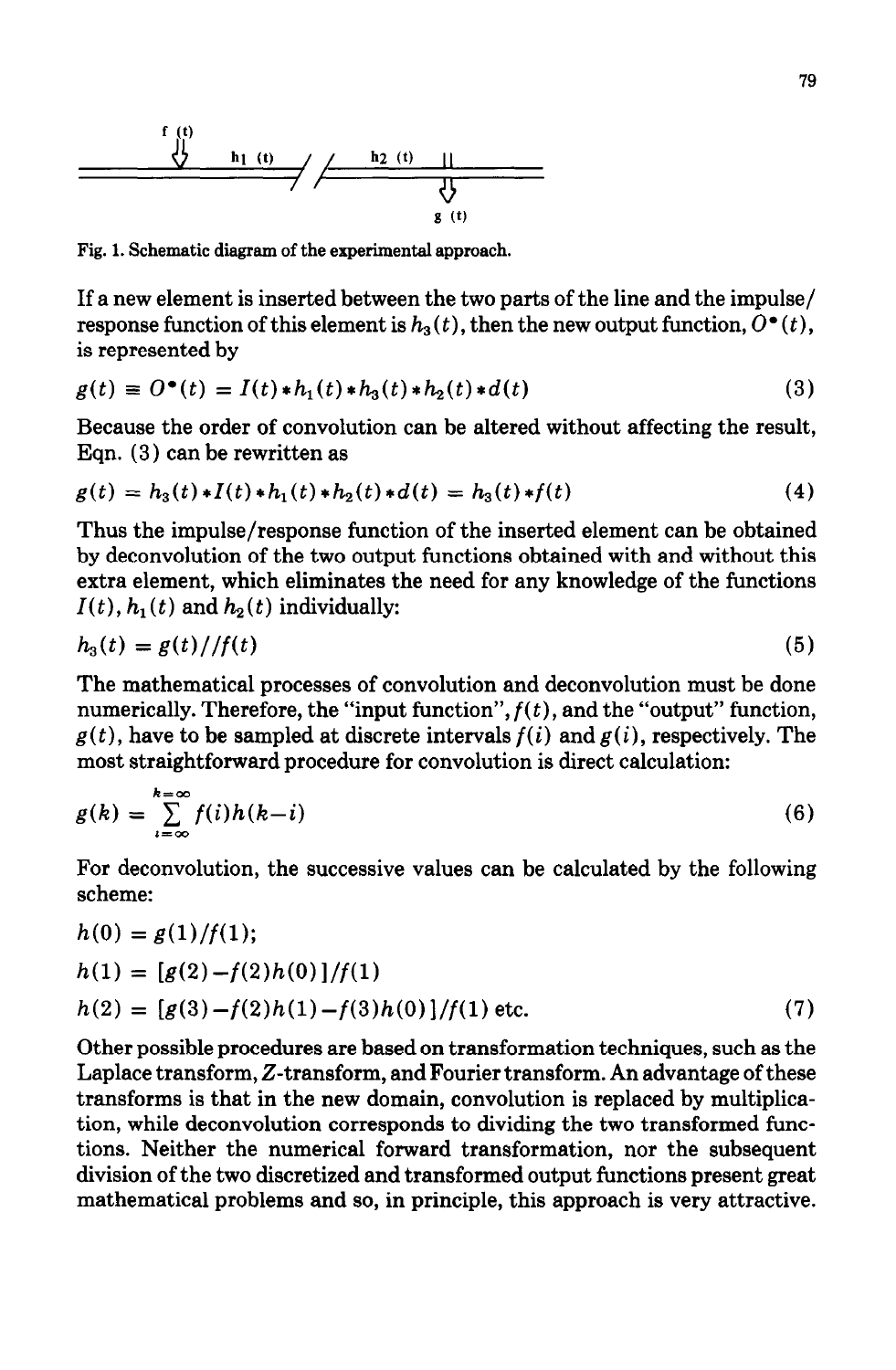Fig. 1. Schematic diagram of the experimental approach.

If a new element is inserted between the two parts of the line and the impulse/response function of this element is $h_3(t)$, then the new output function, $O^*(t)$, is represented by

$$g(t) \equiv O^*(t) = I(t) * h_1(t) * h_3(t) * h_2(t) * d(t) \tag{3}$$

Because the order of convolution can be altered without affecting the result, Eqn. (3) can be rewritten as

$$g(t) = h_3(t) * I(t) * h_1(t) * h_2(t) * d(t) = h_3(t) * f(t) \tag{4}$$

Thus the impulse/response function of the inserted element can be obtained by deconvolution of the two output functions obtained with and without this extra element, which eliminates the need for any knowledge of the functions $I(t)$, $h_1(t)$ and $h_2(t)$ individually:

$$h_3(t) = g(t)//f(t) \tag{5}$$

The mathematical processes of convolution and deconvolution must be done numerically. Therefore, the "input function", $f(t)$, and the "output" function, $g(t)$, have to be sampled at discrete intervals $f(i)$ and $g(i)$, respectively. The most straightforward procedure for convolution is direct calculation:

$$g(k) = \sum_{i=\infty}^{k=\infty} f(i)h(k-i) \tag{6}$$

For deconvolution, the successive values can be calculated by the following scheme:

$$h(0) = g(1)/f(1);$$

$$h(1) = [g(2) - f(2)h(0)]/f(1)$$

$$h(2) = [g(3) - f(2)h(1) - f(3)h(0)]/f(1) \text{ etc.} \tag{7}$$

Other possible procedures are based on transformation techniques, such as the Laplace transform, Z-transform, and Fourier transform. An advantage of these transforms is that in the new domain, convolution is replaced by multiplication, while deconvolution corresponds to dividing the two transformed functions. Neither the numerical forward transformation, nor the subsequent division of the two discretized and transformed output functions present great mathematical problems and so, in principle, this approach is very attractive.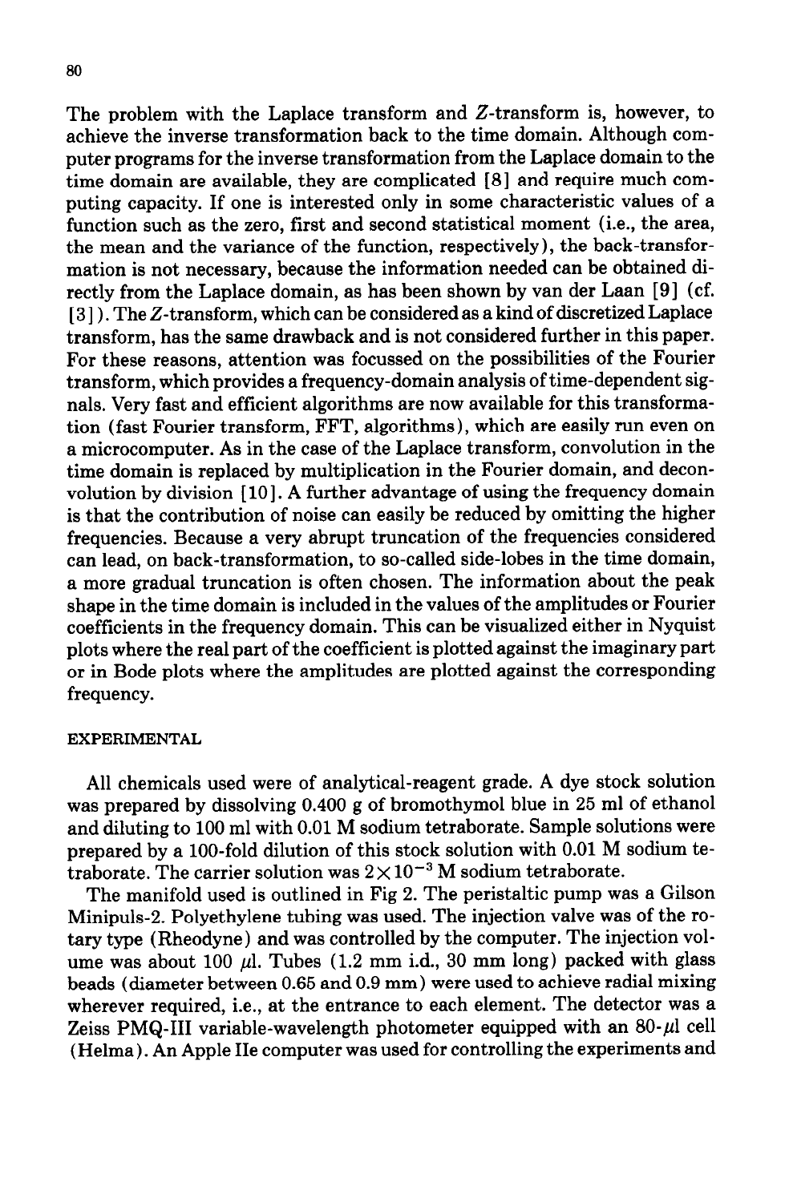The problem with the Laplace transform and $Z$-transform is, however, to achieve the inverse transformation back to the time domain. Although computer programs for the inverse transformation from the Laplace domain to the time domain are available, they are complicated [8] and require much computing capacity. If one is interested only in some characteristic values of a function such as the zero, first and second statistical moment (i.e., the area, the mean and the variance of the function, respectively), the back-transformation is not necessary, because the information needed can be obtained directly from the Laplace domain, as has been shown by van der Laan [9] (cf. [3]). The $Z$-transform, which can be considered as a kind of discretized Laplace transform, has the same drawback and is not considered further in this paper. For these reasons, attention was focussed on the possibilities of the Fourier transform, which provides a frequency-domain analysis of time-dependent signals. Very fast and efficient algorithms are now available for this transformation (fast Fourier transform, FFT, algorithms), which are easily run even on a microcomputer. As in the case of the Laplace transform, convolution in the time domain is replaced by multiplication in the Fourier domain, and deconvolution by division [10]. A further advantage of using the frequency domain is that the contribution of noise can easily be reduced by omitting the higher frequencies. Because a very abrupt truncation of the frequencies considered can lead, on back-transformation, to so-called side-lobes in the time domain, a more gradual truncation is often chosen. The information about the peak shape in the time domain is included in the values of the amplitudes or Fourier coefficients in the frequency domain. This can be visualized either in Nyquist plots where the real part of the coefficient is plotted against the imaginary part or in Bode plots where the amplitudes are plotted against the corresponding frequency.

## EXPERIMENTAL

All chemicals used were of analytical-reagent grade. A dye stock solution was prepared by dissolving 0.400 g of bromothymol blue in 25 ml of ethanol and diluting to 100 ml with 0.01 M sodium tetraborate. Sample solutions were prepared by a 100-fold dilution of this stock solution with 0.01 M sodium tetraborate. The carrier solution was $2 \times 10^{-3}$ M sodium tetraborate.

The manifold used is outlined in Fig 2. The peristaltic pump was a Gilson Minipuls-2. Polyethylene tubing was used. The injection valve was of the rotary type (Rheodyne) and was controlled by the computer. The injection volume was about 100 $\mu$l. Tubes (1.2 mm i.d., 30 mm long) packed with glass beads (diameter between 0.65 and 0.9 mm) were used to achieve radial mixing wherever required, i.e., at the entrance to each element. The detector was a Zeiss PMQ-III variable-wavelength photometer equipped with an 80-$\mu$l cell (Helma). An Apple IIe computer was used for controlling the experiments and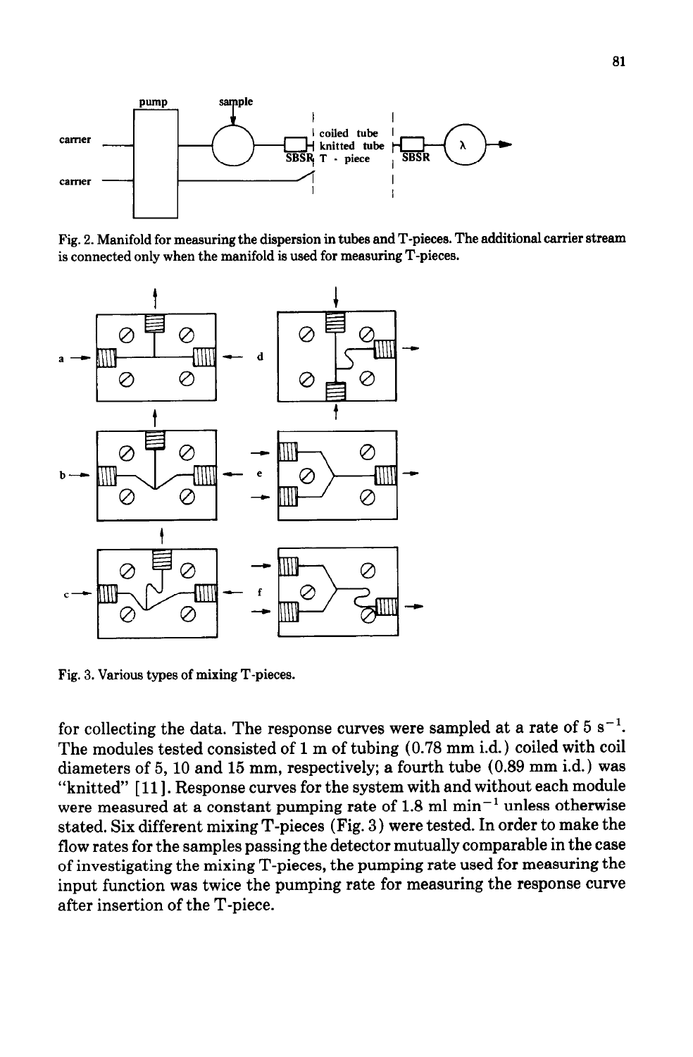Fig. 2. Manifold for measuring the dispersion in tubes and T-pieces. The additional carrier stream is connected only when the manifold is used for measuring T-pieces.

Fig. 3. Various types of mixing T-pieces.

for collecting the data. The response curves were sampled at a rate of 5 $s^{-1}$. The modules tested consisted of 1 m of tubing (0.78 mm i.d.) coiled with coil diameters of 5, 10 and 15 mm, respectively; a fourth tube (0.89 mm i.d.) was "knitted" [11]. Response curves for the system with and without each module were measured at a constant pumping rate of 1.8 ml $min^{-1}$ unless otherwise stated. Six different mixing T-pieces (Fig. 3) were tested. In order to make the flow rates for the samples passing the detector mutually comparable in the case of investigating the mixing T-pieces, the pumping rate used for measuring the input function was twice the pumping rate for measuring the response curve after insertion of the T-piece.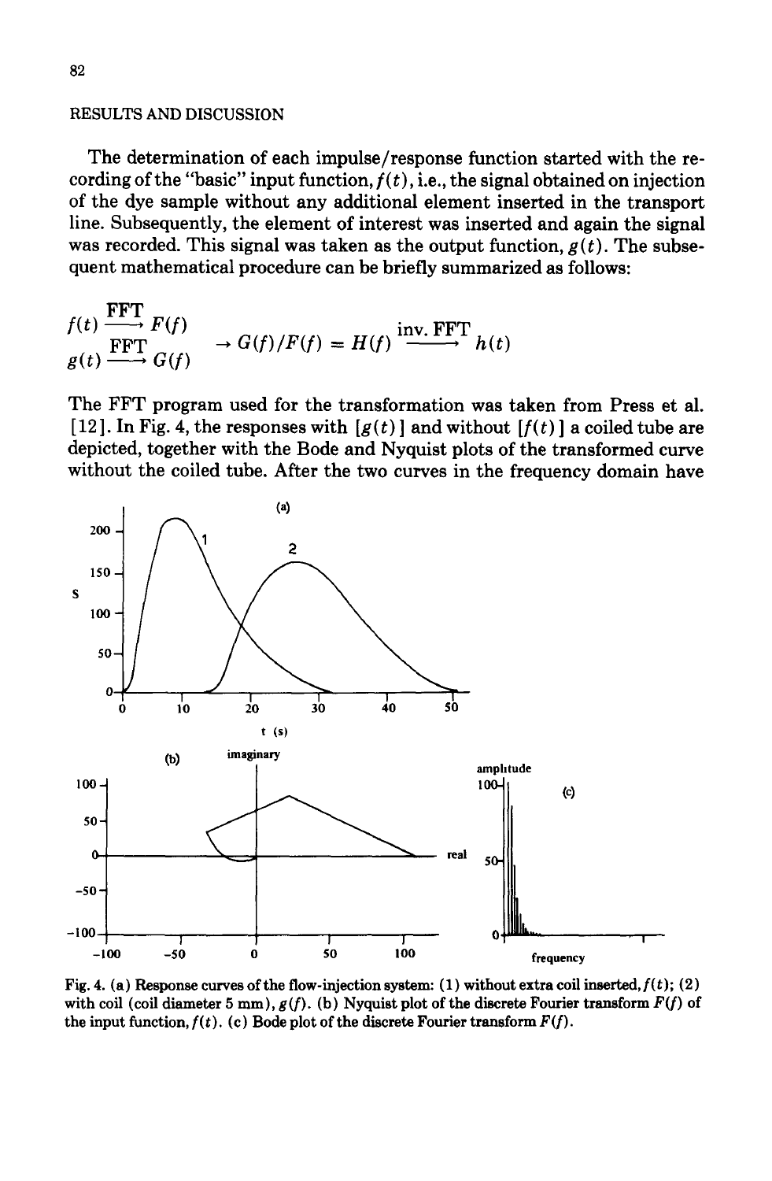## RESULTS AND DISCUSSION

The determination of each impulse/response function started with the recording of the "basic" input function, $f(t)$, i.e., the signal obtained on injection of the dye sample without any additional element inserted in the transport line. Subsequently, the element of interest was inserted and again the signal was recorded. This signal was taken as the output function, $g(t)$. The subsequent mathematical procedure can be briefly summarized as follows:

$$\begin{array}{l} f(t) \xrightarrow{\text{FFT}} F(f) \\ g(t) \xrightarrow{\text{FFT}} G(f) \end{array} \rightarrow G(f)/F(f) = H(f) \xrightarrow{\text{inv. FFT}} h(t)$$

The FFT program used for the transformation was taken from Press et al. [12]. In Fig. 4, the responses with $[g(t)]$ and without $[f(t)]$ a coiled tube are depicted, together with the Bode and Nyquist plots of the transformed curve without the coiled tube. After the two curves in the frequency domain have

Fig. 4. (a) Response curves of the flow-injection system: (1) without extra coil inserted, $f(t)$; (2) with coil (coil diameter 5 mm), $g(f)$. (b) Nyquist plot of the discrete Fourier transform $F(f)$ of the input function, $f(t)$. (c) Bode plot of the discrete Fourier transform $F(f)$.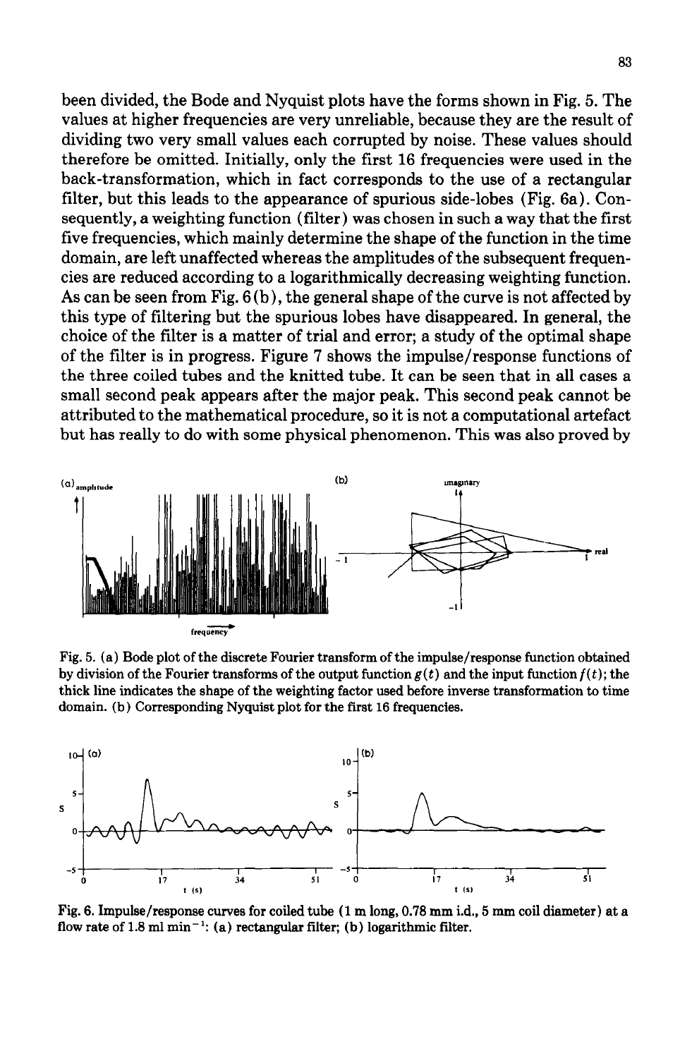been divided, the Bode and Nyquist plots have the forms shown in Fig. 5. The values at higher frequencies are very unreliable, because they are the result of dividing two very small values each corrupted by noise. These values should therefore be omitted. Initially, only the first 16 frequencies were used in the back-transformation, which in fact corresponds to the use of a rectangular filter, but this leads to the appearance of spurious side-lobes (Fig. 6a). Consequently, a weighting function (filter) was chosen in such a way that the first five frequencies, which mainly determine the shape of the function in the time domain, are left unaffected whereas the amplitudes of the subsequent frequencies are reduced according to a logarithmically decreasing weighting function. As can be seen from Fig. 6(b), the general shape of the curve is not affected by this type of filtering but the spurious lobes have disappeared. In general, the choice of the filter is a matter of trial and error; a study of the optimal shape of the filter is in progress. Figure 7 shows the impulse/response functions of the three coiled tubes and the knitted tube. It can be seen that in all cases a small second peak appears after the major peak. This second peak cannot be attributed to the mathematical procedure, so it is not a computational artefact but has really to do with some physical phenomenon. This was also proved by

Fig. 5. (a) Bode plot of the discrete Fourier transform of the impulse/response function obtained by division of the Fourier transforms of the output function $g(t)$ and the input function $f(t)$; the thick line indicates the shape of the weighting factor used before inverse transformation to time domain. (b) Corresponding Nyquist plot for the first 16 frequencies.

Fig. 6. Impulse/response curves for coiled tube (1 m long, 0.78 mm i.d., 5 mm coil diameter) at a flow rate of 1.8 ml min$^{-1}$: (a) rectangular filter; (b) logarithmic filter.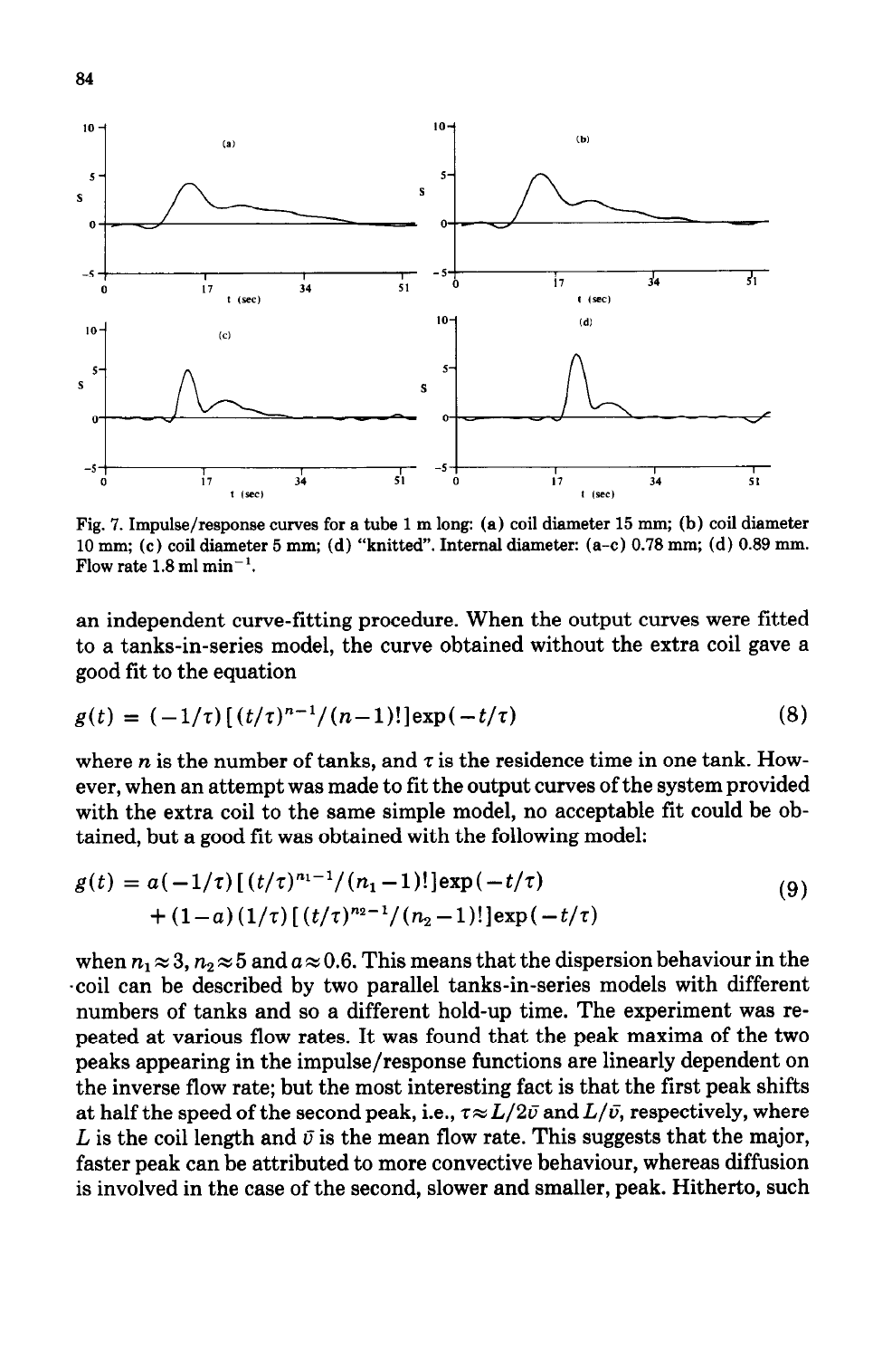Fig. 7. Impulse/response curves for a tube 1 m long: (a) coil diameter 15 mm; (b) coil diameter 10 mm; (c) coil diameter 5 mm; (d) "knitted". Internal diameter: (a–c) 0.78 mm; (d) 0.89 mm. Flow rate 1.8 ml min$^{-1}$.

an independent curve-fitting procedure. When the output curves were fitted to a tanks-in-series model, the curve obtained without the extra coil gave a good fit to the equation

$$g(t) = (-1/\tau)[(t/\tau)^{n-1}/(n-1)!]\exp(-t/\tau) \tag{8}$$

where $n$ is the number of tanks, and $\tau$ is the residence time in one tank. However, when an attempt was made to fit the output curves of the system provided with the extra coil to the same simple model, no acceptable fit could be obtained, but a good fit was obtained with the following model:

$$g(t) = a(-1/\tau)[(t/\tau)^{n_1-1}/(n_1-1)!]\exp(-t/\tau) + (1-a)(1/\tau)[(t/\tau)^{n_2-1}/(n_2-1)!]\exp(-t/\tau) \tag{9}$$

when $n_1 \approx 3$, $n_2 \approx 5$ and $a \approx 0.6$. This means that the dispersion behaviour in the coil can be described by two parallel tanks-in-series models with different numbers of tanks and so a different hold-up time. The experiment was repeated at various flow rates. It was found that the peak maxima of the two peaks appearing in the impulse/response functions are linearly dependent on the inverse flow rate; but the most interesting fact is that the first peak shifts at half the speed of the second peak, i.e., $\tau \approx L/2\bar{v}$ and $L/\bar{v}$, respectively, where $L$ is the coil length and $\bar{v}$ is the mean flow rate. This suggests that the major, faster peak can be attributed to more convective behaviour, whereas diffusion is involved in the case of the second, slower and smaller, peak. Hitherto, such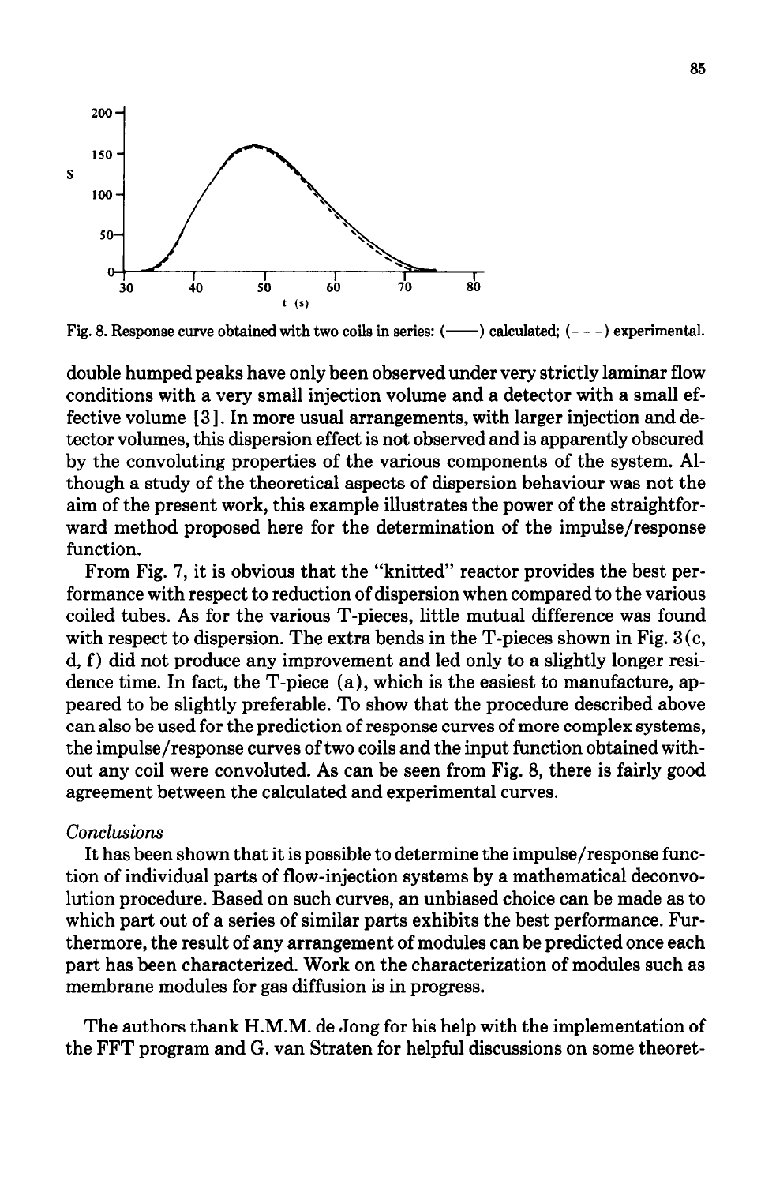Fig. 8. Response curve obtained with two coils in series: (——) calculated; (- - -) experimental.

double humped peaks have only been observed under very strictly laminar flow conditions with a very small injection volume and a detector with a small effective volume [3]. In more usual arrangements, with larger injection and detector volumes, this dispersion effect is not observed and is apparently obscured by the convoluting properties of the various components of the system. Although a study of the theoretical aspects of dispersion behaviour was not the aim of the present work, this example illustrates the power of the straightforward method proposed here for the determination of the impulse/response function.

From Fig. 7, it is obvious that the "knitted" reactor provides the best performance with respect to reduction of dispersion when compared to the various coiled tubes. As for the various T-pieces, little mutual difference was found with respect to dispersion. The extra bends in the T-pieces shown in Fig. 3(c, d, f) did not produce any improvement and led only to a slightly longer residence time. In fact, the T-piece (a), which is the easiest to manufacture, appeared to be slightly preferable. To show that the procedure described above can also be used for the prediction of response curves of more complex systems, the impulse/response curves of two coils and the input function obtained without any coil were convoluted. As can be seen from Fig. 8, there is fairly good agreement between the calculated and experimental curves.

*Conclusions*

It has been shown that it is possible to determine the impulse/response function of individual parts of flow-injection systems by a mathematical deconvolution procedure. Based on such curves, an unbiased choice can be made as to which part out of a series of similar parts exhibits the best performance. Furthermore, the result of any arrangement of modules can be predicted once each part has been characterized. Work on the characterization of modules such as membrane modules for gas diffusion is in progress.

The authors thank H.M.M. de Jong for his help with the implementation of the FFT program and G. van Straten for helpful discussions on some theoret-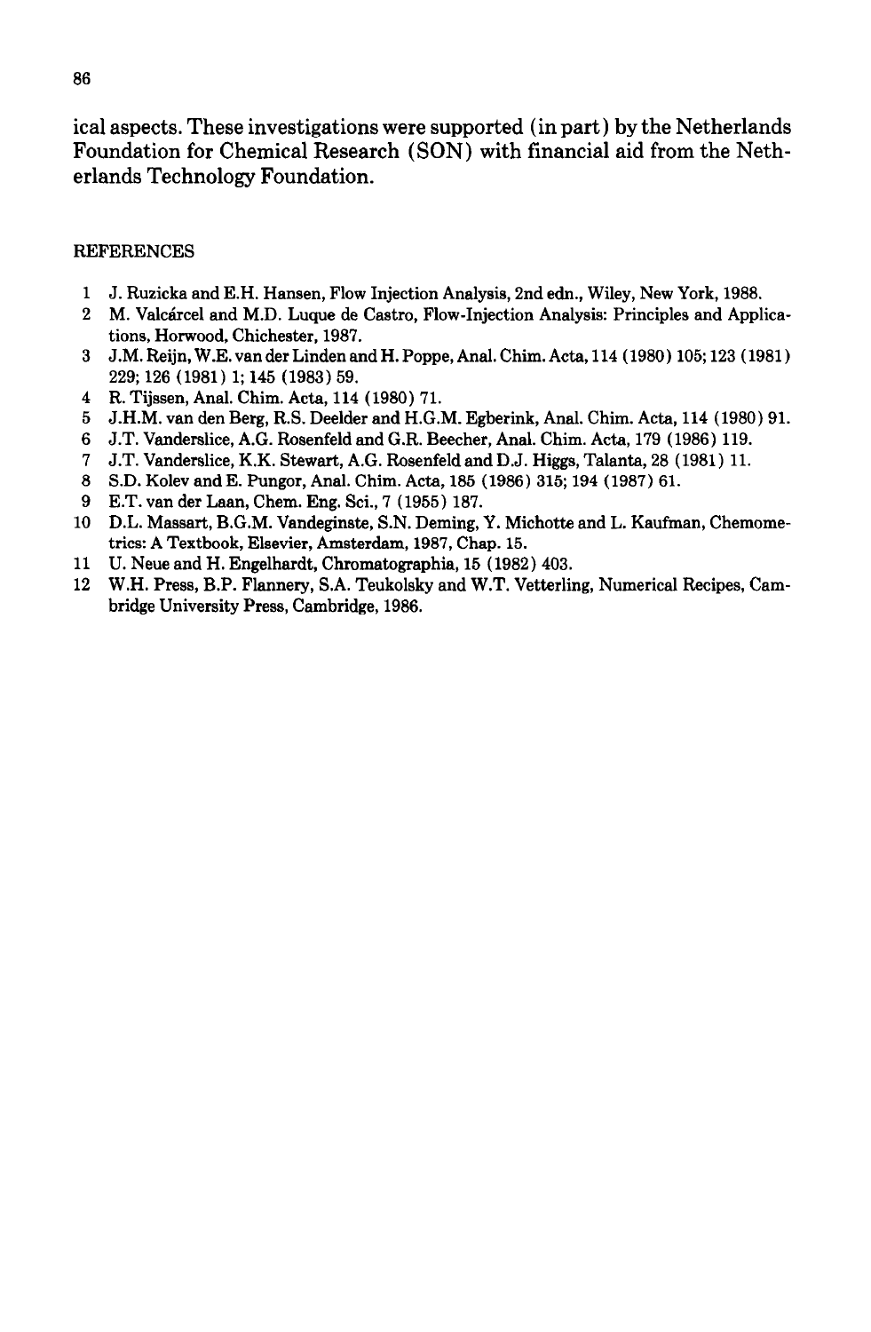ical aspects. These investigations were supported (in part) by the Netherlands Foundation for Chemical Research (SON) with financial aid from the Netherlands Technology Foundation.

## REFERENCES

1. J. Ruzicka and E.H. Hansen, Flow Injection Analysis, 2nd edn., Wiley, New York, 1988.
2. M. Valcárcel and M.D. Luque de Castro, Flow-Injection Analysis: Principles and Applications, Horwood, Chichester, 1987.
3. J.M. Reijn, W.E. van der Linden and H. Poppe, Anal. Chim. Acta, 114 (1980) 105; 123 (1981) 229; 126 (1981) 1; 145 (1983) 59.
4. R. Tijssen, Anal. Chim. Acta, 114 (1980) 71.
5. J.H.M. van den Berg, R.S. Deelder and H.G.M. Egberink, Anal. Chim. Acta, 114 (1980) 91.
6. J.T. Vanderslice, A.G. Rosenfeld and G.R. Beecher, Anal. Chim. Acta, 179 (1986) 119.
7. J.T. Vanderslice, K.K. Stewart, A.G. Rosenfeld and D.J. Higgs, Talanta, 28 (1981) 11.
8. S.D. Kolev and E. Pungor, Anal. Chim. Acta, 185 (1986) 315; 194 (1987) 61.
9. E.T. van der Laan, Chem. Eng. Sci., 7 (1955) 187.
10. D.L. Massart, B.G.M. Vandeginste, S.N. Deming, Y. Michotte and L. Kaufman, Chemometrics: A Textbook, Elsevier, Amsterdam, 1987, Chap. 15.
11. U. Neue and H. Engelhardt, Chromatographia, 15 (1982) 403.
12. W.H. Press, B.P. Flannery, S.A. Teukolsky and W.T. Vetterling, Numerical Recipes, Cambridge University Press, Cambridge, 1986.